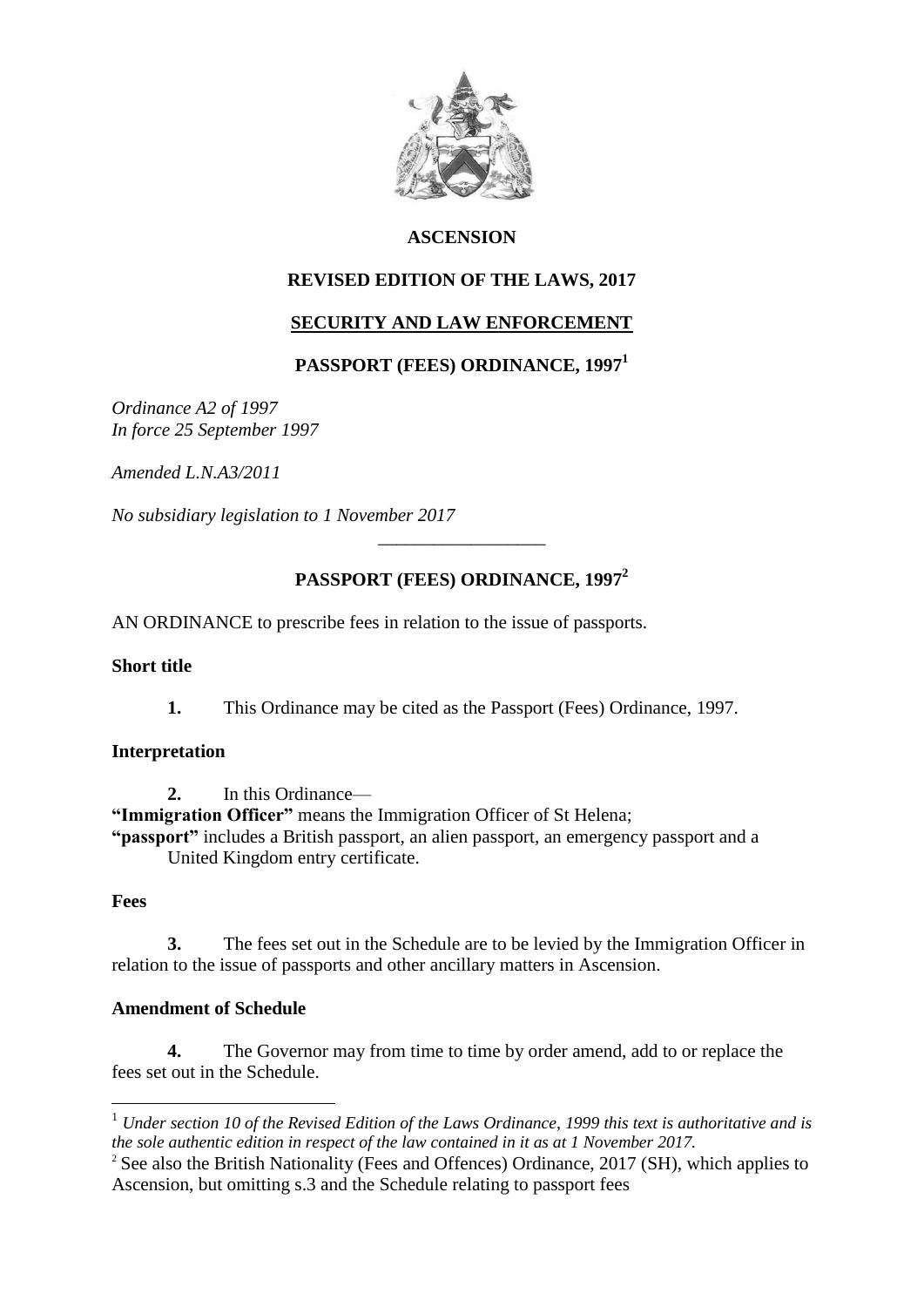# ASCENSION

## REVISED EDITION OF THE LAWS, 2017

## SECURITY AND LAW ENFORCEMENT

## PASSPORT (FEES) ORDINANCE, 1997[1]

*Ordinance A2 of 1997*
*In force 25 September 1997*

*Amended L.N.A3/2011*

*No subsidiary legislation to 1 November 2017*

---

## PASSPORT (FEES) ORDINANCE, 1997[2]

AN ORDINANCE to prescribe fees in relation to the issue of passports.

**Short title**

**1.** This Ordinance may be cited as the Passport (Fees) Ordinance, 1997.

**Interpretation**

**2.** In this Ordinance—

**"Immigration Officer"** means the Immigration Officer of St Helena;

**"passport"** includes a British passport, an alien passport, an emergency passport and a United Kingdom entry certificate.

**Fees**

**3.** The fees set out in the Schedule are to be levied by the Immigration Officer in relation to the issue of passports and other ancillary matters in Ascension.

**Amendment of Schedule**

**4.** The Governor may from time to time by order amend, add to or replace the fees set out in the Schedule.

---

[1] *Under section 10 of the Revised Edition of the Laws Ordinance, 1999 this text is authoritative and is the sole authentic edition in respect of the law contained in it as at 1 November 2017.*

[2] See also the British Nationality (Fees and Offences) Ordinance, 2017 (SH), which applies to Ascension, but omitting s.3 and the Schedule relating to passport fees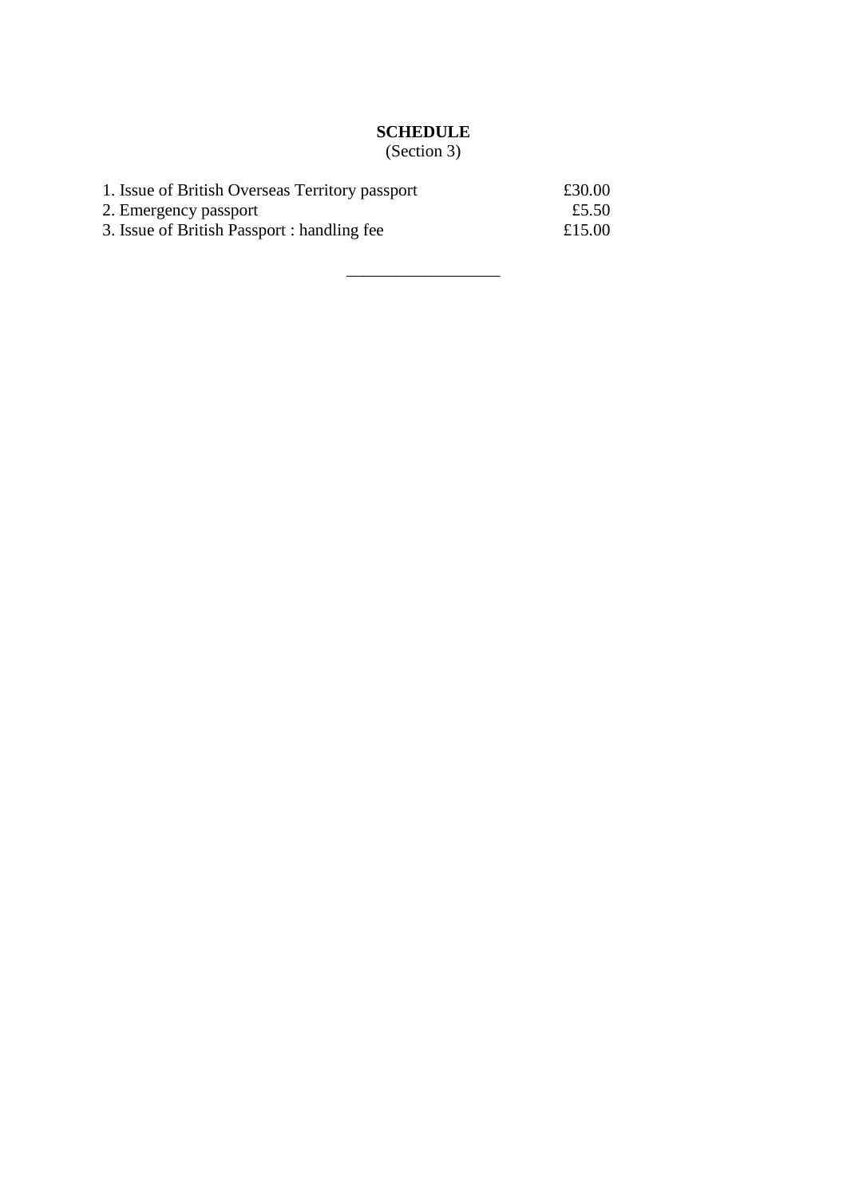**SCHEDULE**

(Section 3)

| | |
|---|---|
| 1. Issue of British Overseas Territory passport | £30.00 |
| 2. Emergency passport | £5.50 |
| 3. Issue of British Passport : handling fee | £15.00 |

\_\_\_\_\_\_\_\_\_\_\_\_\_\_\_\_\_\_